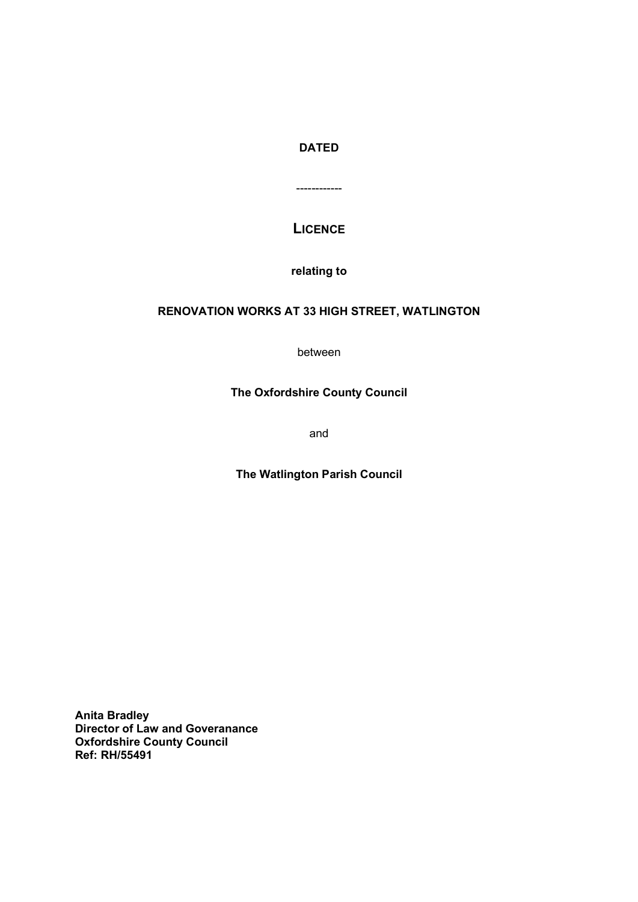**DATED**

------------

# LICENCE

**relating to**

**RENOVATION WORKS AT 33 HIGH STREET, WATLINGTON**

between

**The Oxfordshire County Council**

and

**The Watlington Parish Council**

**Anita Bradley**
**Director of Law and Goveranance**
**Oxfordshire County Council**
**Ref: RH/55491**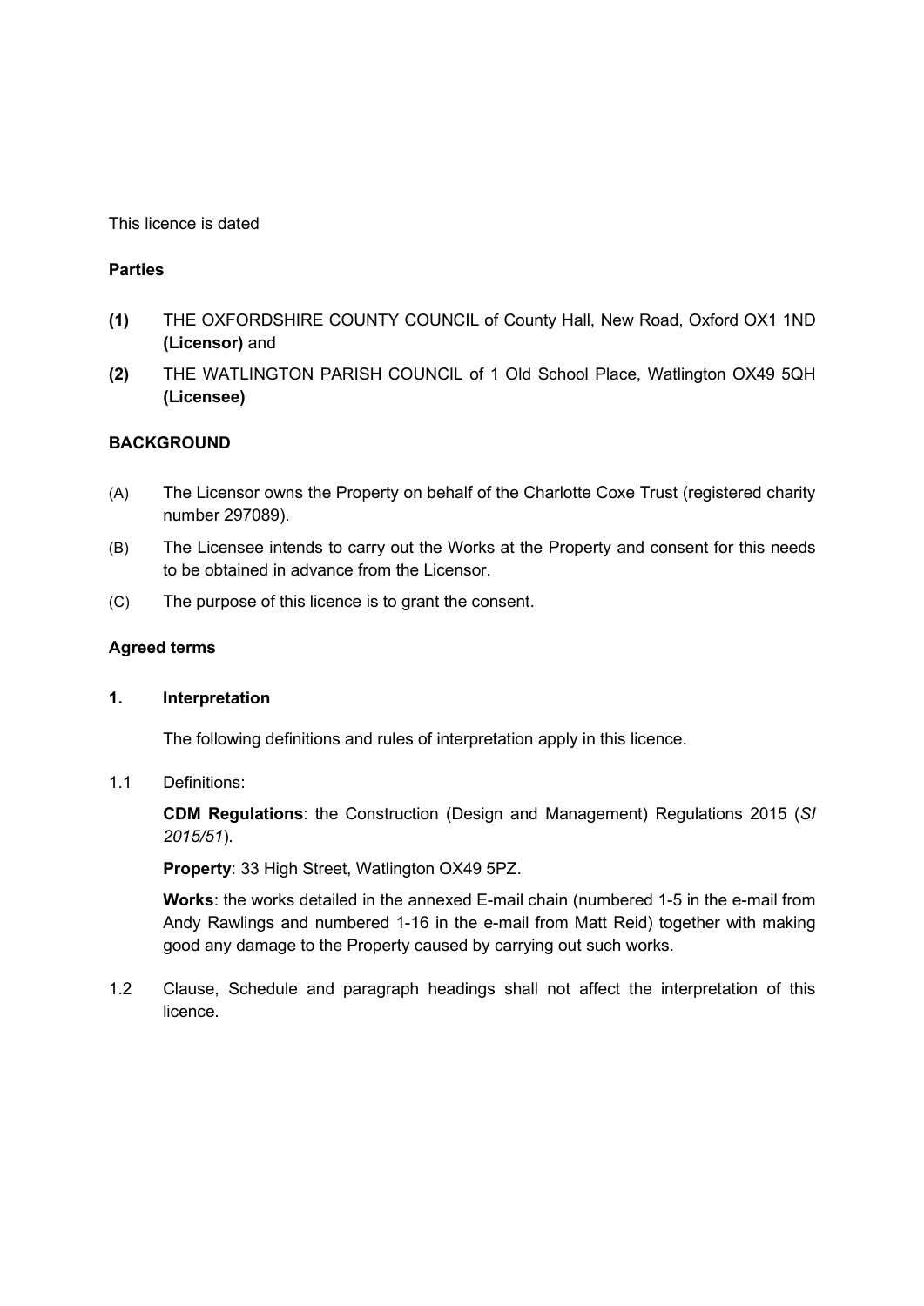This licence is dated

**Parties**

**(1)** THE OXFORDSHIRE COUNTY COUNCIL of County Hall, New Road, Oxford OX1 1ND **(Licensor)** and

**(2)** THE WATLINGTON PARISH COUNCIL of 1 Old School Place, Watlington OX49 5QH **(Licensee)**

**BACKGROUND**

(A) The Licensor owns the Property on behalf of the Charlotte Coxe Trust (registered charity number 297089).

(B) The Licensee intends to carry out the Works at the Property and consent for this needs to be obtained in advance from the Licensor.

(C) The purpose of this licence is to grant the consent.

**Agreed terms**

**1. Interpretation**

The following definitions and rules of interpretation apply in this licence.

1.1 Definitions:

**CDM Regulations**: the Construction (Design and Management) Regulations 2015 (*SI 2015/51*).

**Property**: 33 High Street, Watlington OX49 5PZ.

**Works**: the works detailed in the annexed E-mail chain (numbered 1-5 in the e-mail from Andy Rawlings and numbered 1-16 in the e-mail from Matt Reid) together with making good any damage to the Property caused by carrying out such works.

1.2 Clause, Schedule and paragraph headings shall not affect the interpretation of this licence.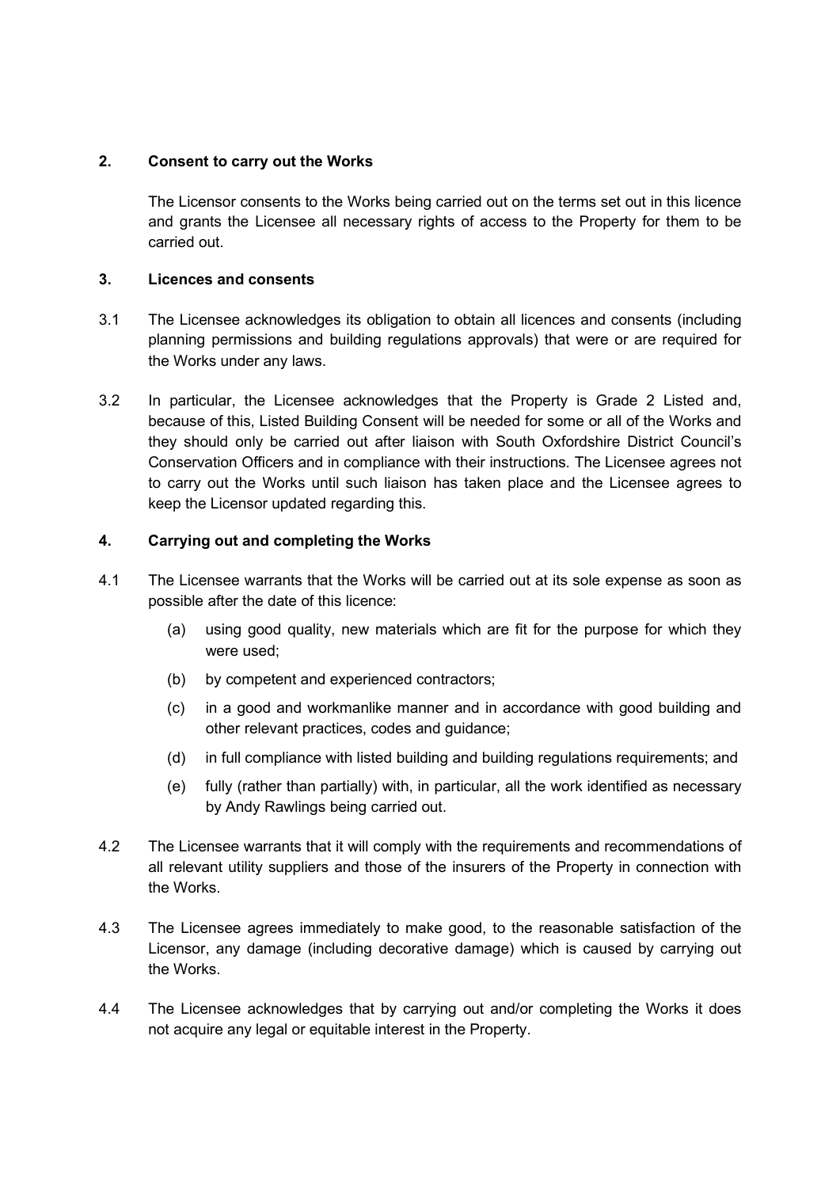## 2. Consent to carry out the Works

The Licensor consents to the Works being carried out on the terms set out in this licence and grants the Licensee all necessary rights of access to the Property for them to be carried out.

## 3. Licences and consents

3.1 The Licensee acknowledges its obligation to obtain all licences and consents (including planning permissions and building regulations approvals) that were or are required for the Works under any laws.

3.2 In particular, the Licensee acknowledges that the Property is Grade 2 Listed and, because of this, Listed Building Consent will be needed for some or all of the Works and they should only be carried out after liaison with South Oxfordshire District Council's Conservation Officers and in compliance with their instructions. The Licensee agrees not to carry out the Works until such liaison has taken place and the Licensee agrees to keep the Licensor updated regarding this.

## 4. Carrying out and completing the Works

4.1 The Licensee warrants that the Works will be carried out at its sole expense as soon as possible after the date of this licence:

- (a) using good quality, new materials which are fit for the purpose for which they were used;
- (b) by competent and experienced contractors;
- (c) in a good and workmanlike manner and in accordance with good building and other relevant practices, codes and guidance;
- (d) in full compliance with listed building and building regulations requirements; and
- (e) fully (rather than partially) with, in particular, all the work identified as necessary by Andy Rawlings being carried out.

4.2 The Licensee warrants that it will comply with the requirements and recommendations of all relevant utility suppliers and those of the insurers of the Property in connection with the Works.

4.3 The Licensee agrees immediately to make good, to the reasonable satisfaction of the Licensor, any damage (including decorative damage) which is caused by carrying out the Works.

4.4 The Licensee acknowledges that by carrying out and/or completing the Works it does not acquire any legal or equitable interest in the Property.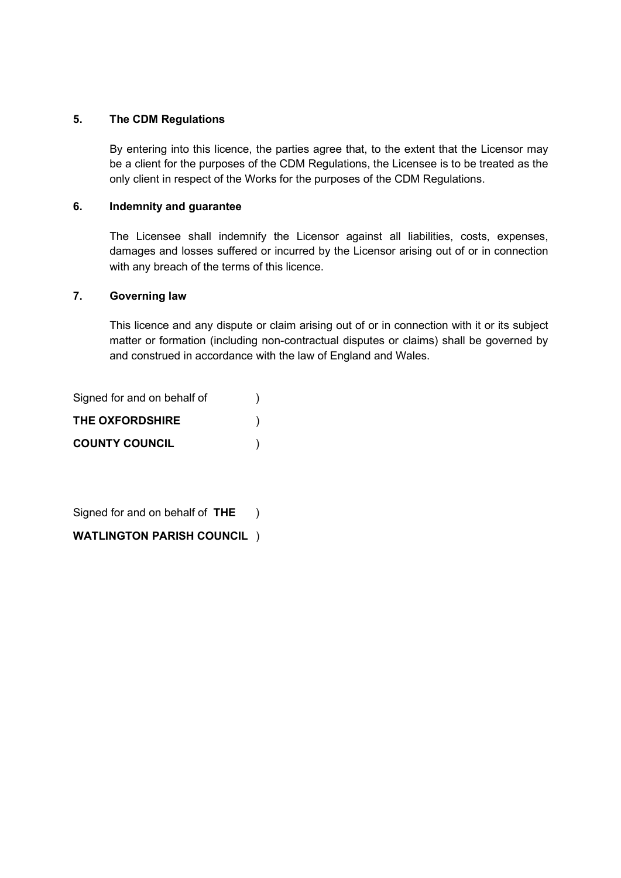## 5. The CDM Regulations

By entering into this licence, the parties agree that, to the extent that the Licensor may be a client for the purposes of the CDM Regulations, the Licensee is to be treated as the only client in respect of the Works for the purposes of the CDM Regulations.

## 6. Indemnity and guarantee

The Licensee shall indemnify the Licensor against all liabilities, costs, expenses, damages and losses suffered or incurred by the Licensor arising out of or in connection with any breach of the terms of this licence.

## 7. Governing law

This licence and any dispute or claim arising out of or in connection with it or its subject matter or formation (including non-contractual disputes or claims) shall be governed by and construed in accordance with the law of England and Wales.

Signed for and on behalf of )
**THE OXFORDSHIRE** )
**COUNTY COUNCIL** )

Signed for and on behalf of **THE** )
**WATLINGTON PARISH COUNCIL** )